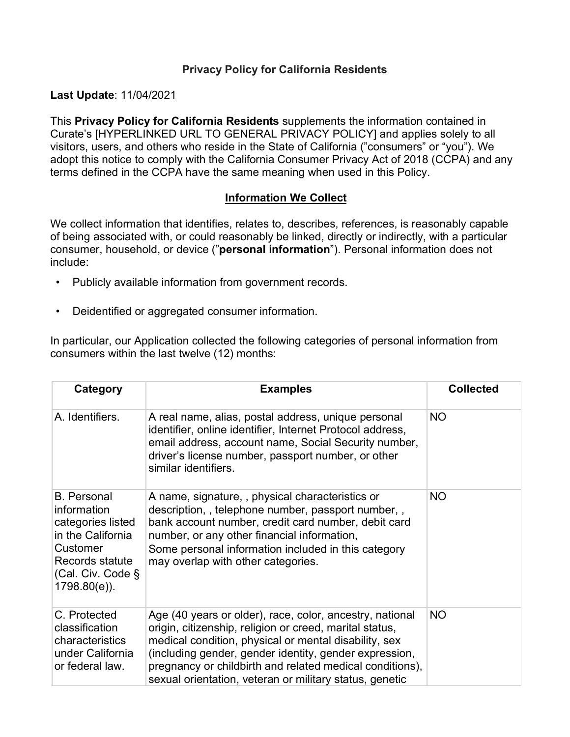# Privacy Policy for California Residents

**Last Update**: 11/04/2021

This **Privacy Policy for California Residents** supplements the information contained in Curate's [HYPERLINKED URL TO GENERAL PRIVACY POLICY] and applies solely to all visitors, users, and others who reside in the State of California (”consumers” or “you”). We adopt this notice to comply with the California Consumer Privacy Act of 2018 (CCPA) and any terms defined in the CCPA have the same meaning when used in this Policy.

## Information We Collect

We collect information that identifies, relates to, describes, references, is reasonably capable of being associated with, or could reasonably be linked, directly or indirectly, with a particular consumer, household, or device (”**personal information**”). Personal information does not include:

- Publicly available information from government records.
- Deidentified or aggregated consumer information.

In particular, our Application collected the following categories of personal information from consumers within the last twelve (12) months:

| Category | Examples | Collected |
|---|---|---|
| A. Identifiers. | A real name, alias, postal address, unique personal identifier, online identifier, Internet Protocol address, email address, account name, Social Security number, driver's license number, passport number, or other similar identifiers. | NO |
| B. Personal information categories listed in the California Customer Records statute (Cal. Civ. Code § 1798.80(e)). | A name, signature, , physical characteristics or description, , telephone number, passport number, , bank account number, credit card number, debit card number, or any other financial information, Some personal information included in this category may overlap with other categories. | NO |
| C. Protected classification characteristics under California or federal law. | Age (40 years or older), race, color, ancestry, national origin, citizenship, religion or creed, marital status, medical condition, physical or mental disability, sex (including gender, gender identity, gender expression, pregnancy or childbirth and related medical conditions), sexual orientation, veteran or military status, genetic | NO |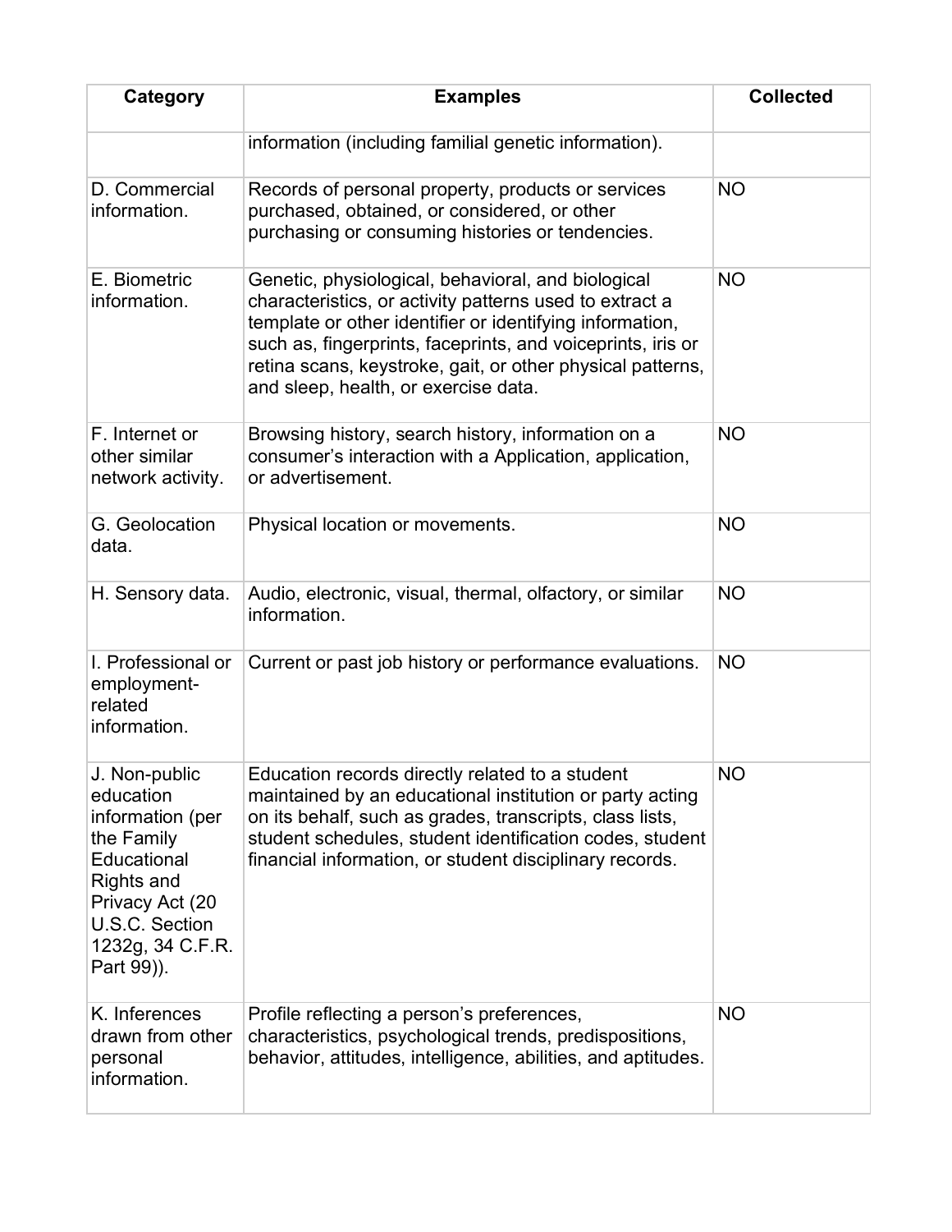| Category | Examples | Collected |
| --- | --- | --- |
| | information (including familial genetic information). | |
| D. Commercial information. | Records of personal property, products or services purchased, obtained, or considered, or other purchasing or consuming histories or tendencies. | NO |
| E. Biometric information. | Genetic, physiological, behavioral, and biological characteristics, or activity patterns used to extract a template or other identifier or identifying information, such as, fingerprints, faceprints, and voiceprints, iris or retina scans, keystroke, gait, or other physical patterns, and sleep, health, or exercise data. | NO |
| F. Internet or other similar network activity. | Browsing history, search history, information on a consumer's interaction with a Application, application, or advertisement. | NO |
| G. Geolocation data. | Physical location or movements. | NO |
| H. Sensory data. | Audio, electronic, visual, thermal, olfactory, or similar information. | NO |
| I. Professional or employment-related information. | Current or past job history or performance evaluations. | NO |
| J. Non-public education information (per the Family Educational Rights and Privacy Act (20 U.S.C. Section 1232g, 34 C.F.R. Part 99)). | Education records directly related to a student maintained by an educational institution or party acting on its behalf, such as grades, transcripts, class lists, student schedules, student identification codes, student financial information, or student disciplinary records. | NO |
| K. Inferences drawn from other personal information. | Profile reflecting a person's preferences, characteristics, psychological trends, predispositions, behavior, attitudes, intelligence, abilities, and aptitudes. | NO |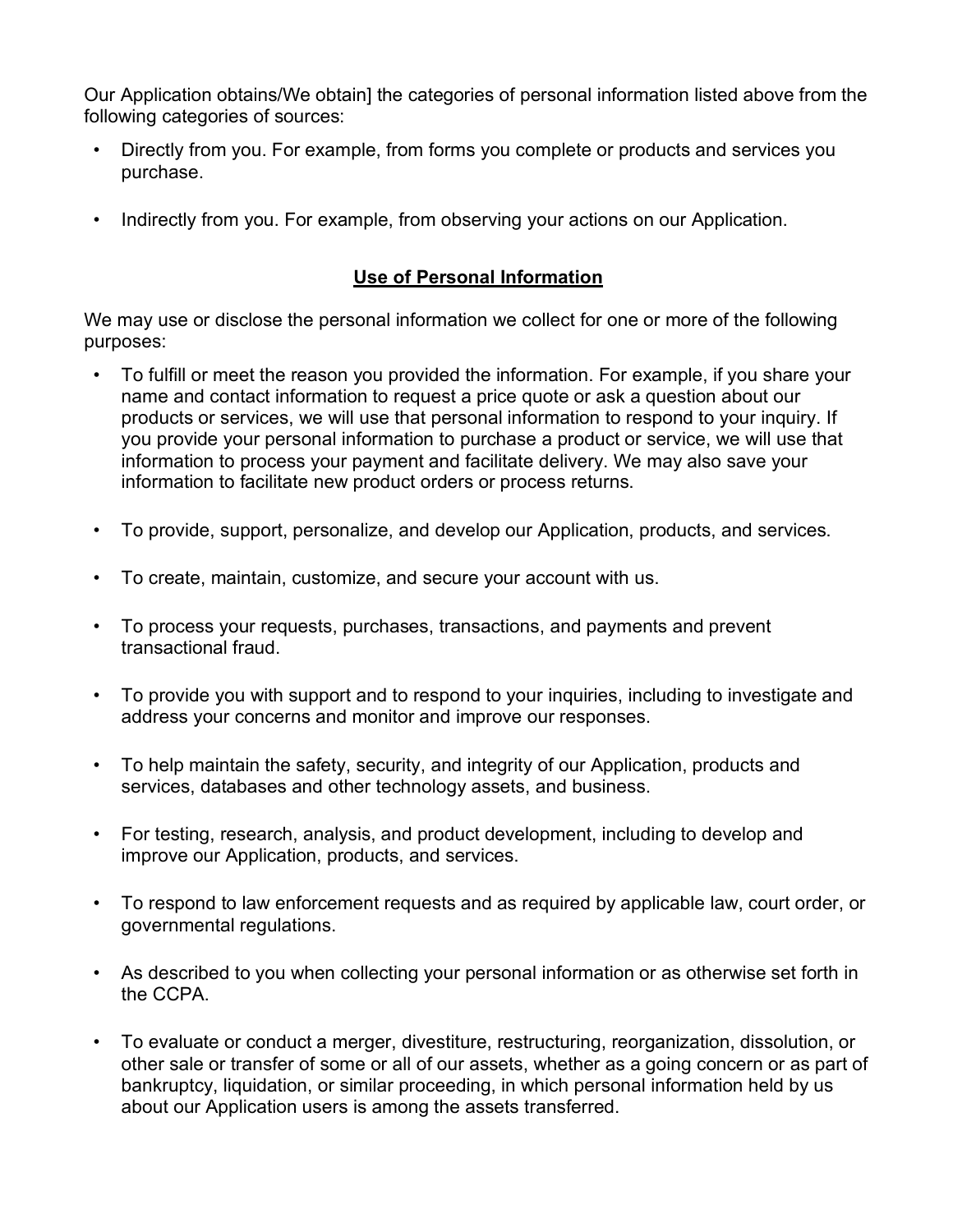Our Application obtains/We obtain] the categories of personal information listed above from the following categories of sources:

- Directly from you. For example, from forms you complete or products and services you purchase.
- Indirectly from you. For example, from observing your actions on our Application.

## Use of Personal Information

We may use or disclose the personal information we collect for one or more of the following purposes:

- To fulfill or meet the reason you provided the information. For example, if you share your name and contact information to request a price quote or ask a question about our products or services, we will use that personal information to respond to your inquiry. If you provide your personal information to purchase a product or service, we will use that information to process your payment and facilitate delivery. We may also save your information to facilitate new product orders or process returns.
- To provide, support, personalize, and develop our Application, products, and services.
- To create, maintain, customize, and secure your account with us.
- To process your requests, purchases, transactions, and payments and prevent transactional fraud.
- To provide you with support and to respond to your inquiries, including to investigate and address your concerns and monitor and improve our responses.
- To help maintain the safety, security, and integrity of our Application, products and services, databases and other technology assets, and business.
- For testing, research, analysis, and product development, including to develop and improve our Application, products, and services.
- To respond to law enforcement requests and as required by applicable law, court order, or governmental regulations.
- As described to you when collecting your personal information or as otherwise set forth in the CCPA.
- To evaluate or conduct a merger, divestiture, restructuring, reorganization, dissolution, or other sale or transfer of some or all of our assets, whether as a going concern or as part of bankruptcy, liquidation, or similar proceeding, in which personal information held by us about our Application users is among the assets transferred.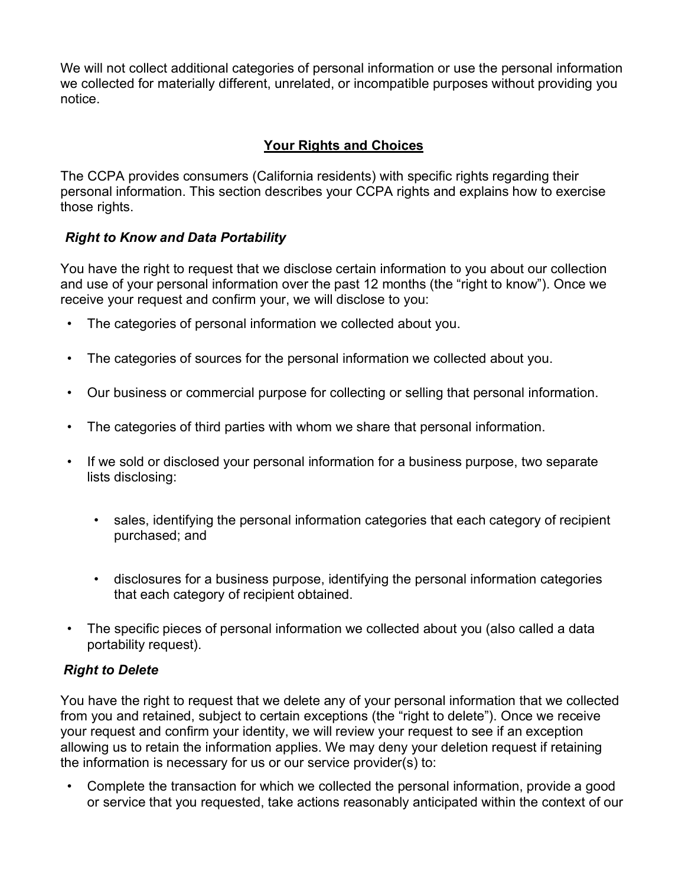We will not collect additional categories of personal information or use the personal information we collected for materially different, unrelated, or incompatible purposes without providing you notice.

## Your Rights and Choices

The CCPA provides consumers (California residents) with specific rights regarding their personal information. This section describes your CCPA rights and explains how to exercise those rights.

### *Right to Know and Data Portability*

You have the right to request that we disclose certain information to you about our collection and use of your personal information over the past 12 months (the "right to know"). Once we receive your request and confirm your, we will disclose to you:

- The categories of personal information we collected about you.
- The categories of sources for the personal information we collected about you.
- Our business or commercial purpose for collecting or selling that personal information.
- The categories of third parties with whom we share that personal information.
- If we sold or disclosed your personal information for a business purpose, two separate lists disclosing:
  - sales, identifying the personal information categories that each category of recipient purchased; and
  - disclosures for a business purpose, identifying the personal information categories that each category of recipient obtained.
- The specific pieces of personal information we collected about you (also called a data portability request).

### *Right to Delete*

You have the right to request that we delete any of your personal information that we collected from you and retained, subject to certain exceptions (the "right to delete"). Once we receive your request and confirm your identity, we will review your request to see if an exception allowing us to retain the information applies. We may deny your deletion request if retaining the information is necessary for us or our service provider(s) to:

- Complete the transaction for which we collected the personal information, provide a good or service that you requested, take actions reasonably anticipated within the context of our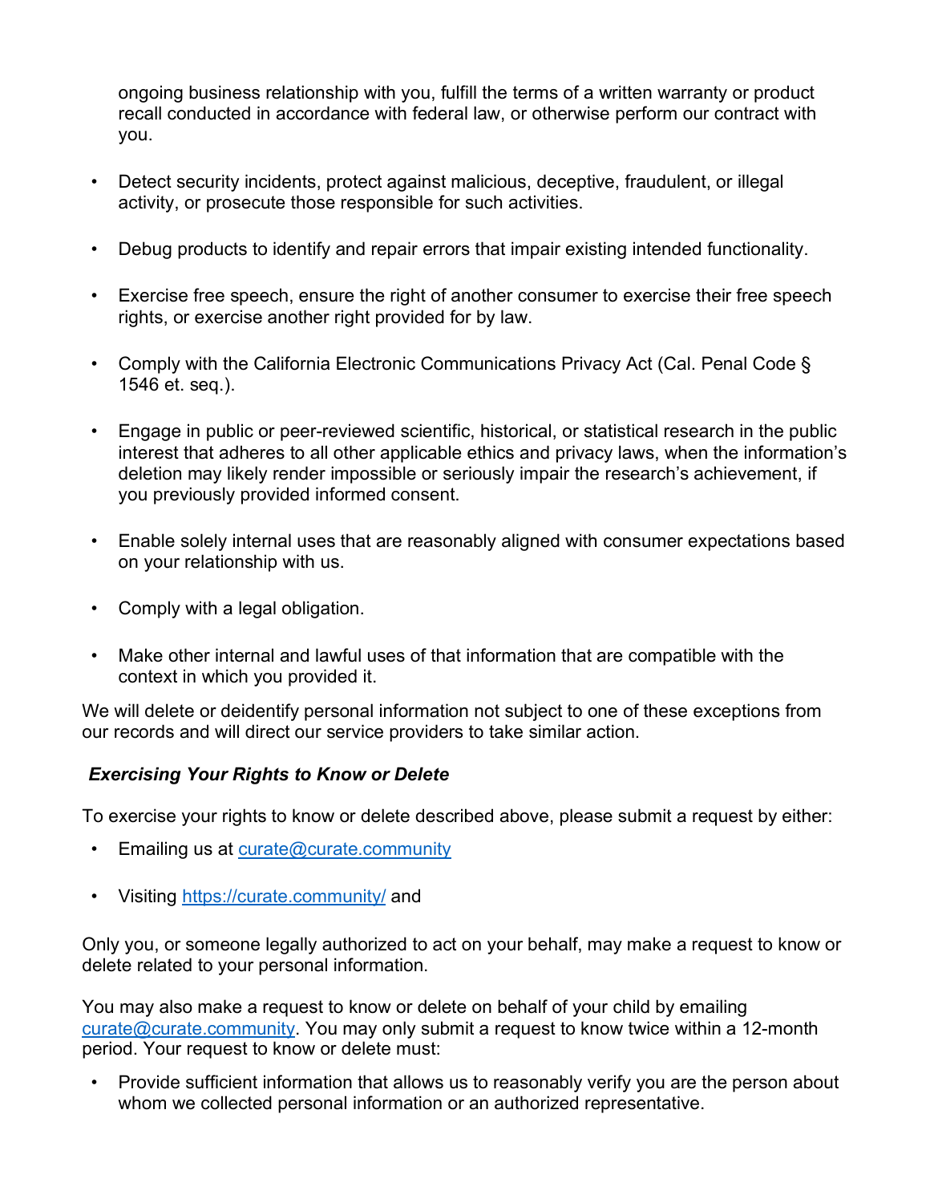ongoing business relationship with you, fulfill the terms of a written warranty or product recall conducted in accordance with federal law, or otherwise perform our contract with you.

- Detect security incidents, protect against malicious, deceptive, fraudulent, or illegal activity, or prosecute those responsible for such activities.
- Debug products to identify and repair errors that impair existing intended functionality.
- Exercise free speech, ensure the right of another consumer to exercise their free speech rights, or exercise another right provided for by law.
- Comply with the California Electronic Communications Privacy Act (Cal. Penal Code § 1546 et. seq.).
- Engage in public or peer-reviewed scientific, historical, or statistical research in the public interest that adheres to all other applicable ethics and privacy laws, when the information's deletion may likely render impossible or seriously impair the research's achievement, if you previously provided informed consent.
- Enable solely internal uses that are reasonably aligned with consumer expectations based on your relationship with us.
- Comply with a legal obligation.
- Make other internal and lawful uses of that information that are compatible with the context in which you provided it.

We will delete or deidentify personal information not subject to one of these exceptions from our records and will direct our service providers to take similar action.

***Exercising Your Rights to Know or Delete***

To exercise your rights to know or delete described above, please submit a request by either:

- Emailing us at [curate@curate.community](mailto:curate@curate.community)
- Visiting [https://curate.community/](https://curate.community/) and

Only you, or someone legally authorized to act on your behalf, may make a request to know or delete related to your personal information.

You may also make a request to know or delete on behalf of your child by emailing [curate@curate.community](mailto:curate@curate.community). You may only submit a request to know twice within a 12-month period. Your request to know or delete must:

- Provide sufficient information that allows us to reasonably verify you are the person about whom we collected personal information or an authorized representative.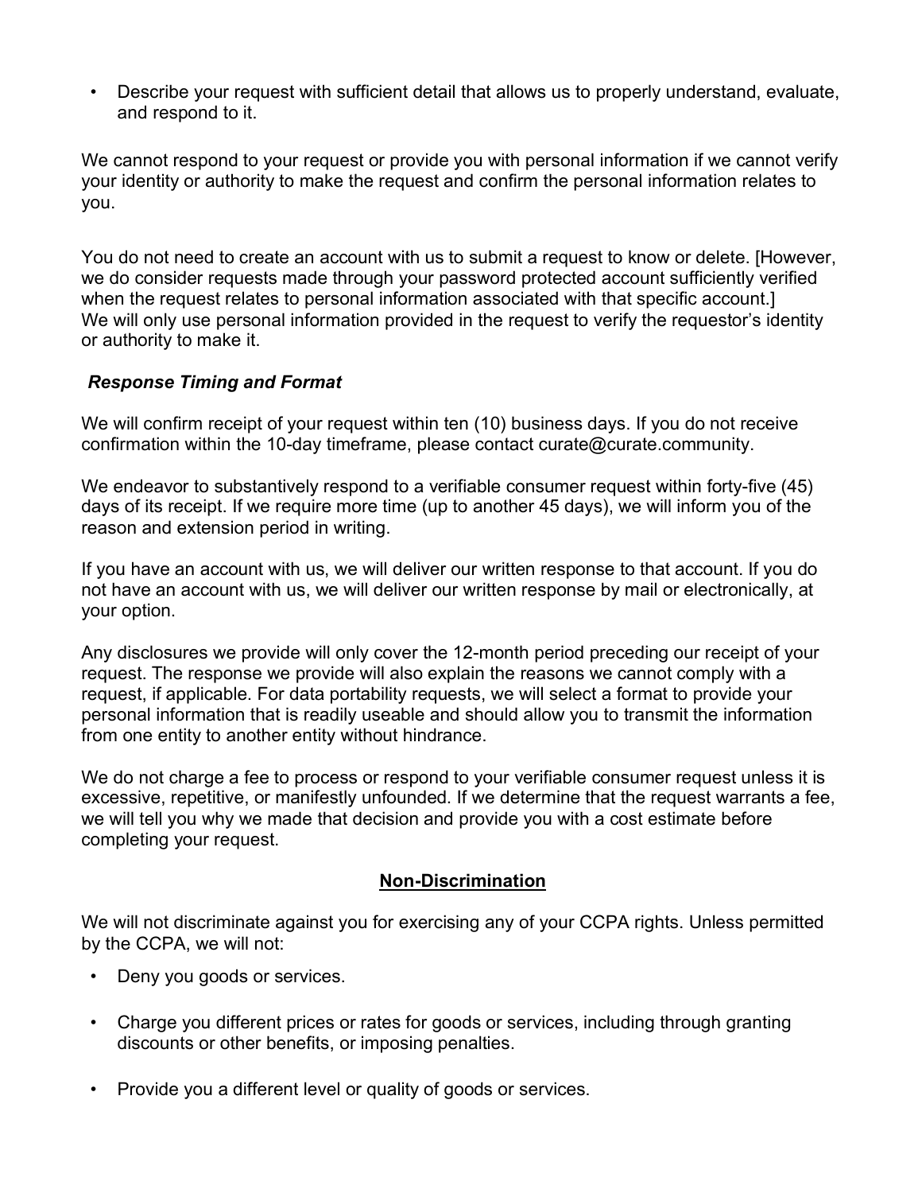- Describe your request with sufficient detail that allows us to properly understand, evaluate, and respond to it.

We cannot respond to your request or provide you with personal information if we cannot verify your identity or authority to make the request and confirm the personal information relates to you.

You do not need to create an account with us to submit a request to know or delete. [However, we do consider requests made through your password protected account sufficiently verified when the request relates to personal information associated with that specific account.] We will only use personal information provided in the request to verify the requestor's identity or authority to make it.

***Response Timing and Format***

We will confirm receipt of your request within ten (10) business days. If you do not receive confirmation within the 10-day timeframe, please contact curate@curate.community.

We endeavor to substantively respond to a verifiable consumer request within forty-five (45) days of its receipt. If we require more time (up to another 45 days), we will inform you of the reason and extension period in writing.

If you have an account with us, we will deliver our written response to that account. If you do not have an account with us, we will deliver our written response by mail or electronically, at your option.

Any disclosures we provide will only cover the 12-month period preceding our receipt of your request. The response we provide will also explain the reasons we cannot comply with a request, if applicable. For data portability requests, we will select a format to provide your personal information that is readily useable and should allow you to transmit the information from one entity to another entity without hindrance.

We do not charge a fee to process or respond to your verifiable consumer request unless it is excessive, repetitive, or manifestly unfounded. If we determine that the request warrants a fee, we will tell you why we made that decision and provide you with a cost estimate before completing your request.

## Non-Discrimination

We will not discriminate against you for exercising any of your CCPA rights. Unless permitted by the CCPA, we will not:

- Deny you goods or services.
- Charge you different prices or rates for goods or services, including through granting discounts or other benefits, or imposing penalties.
- Provide you a different level or quality of goods or services.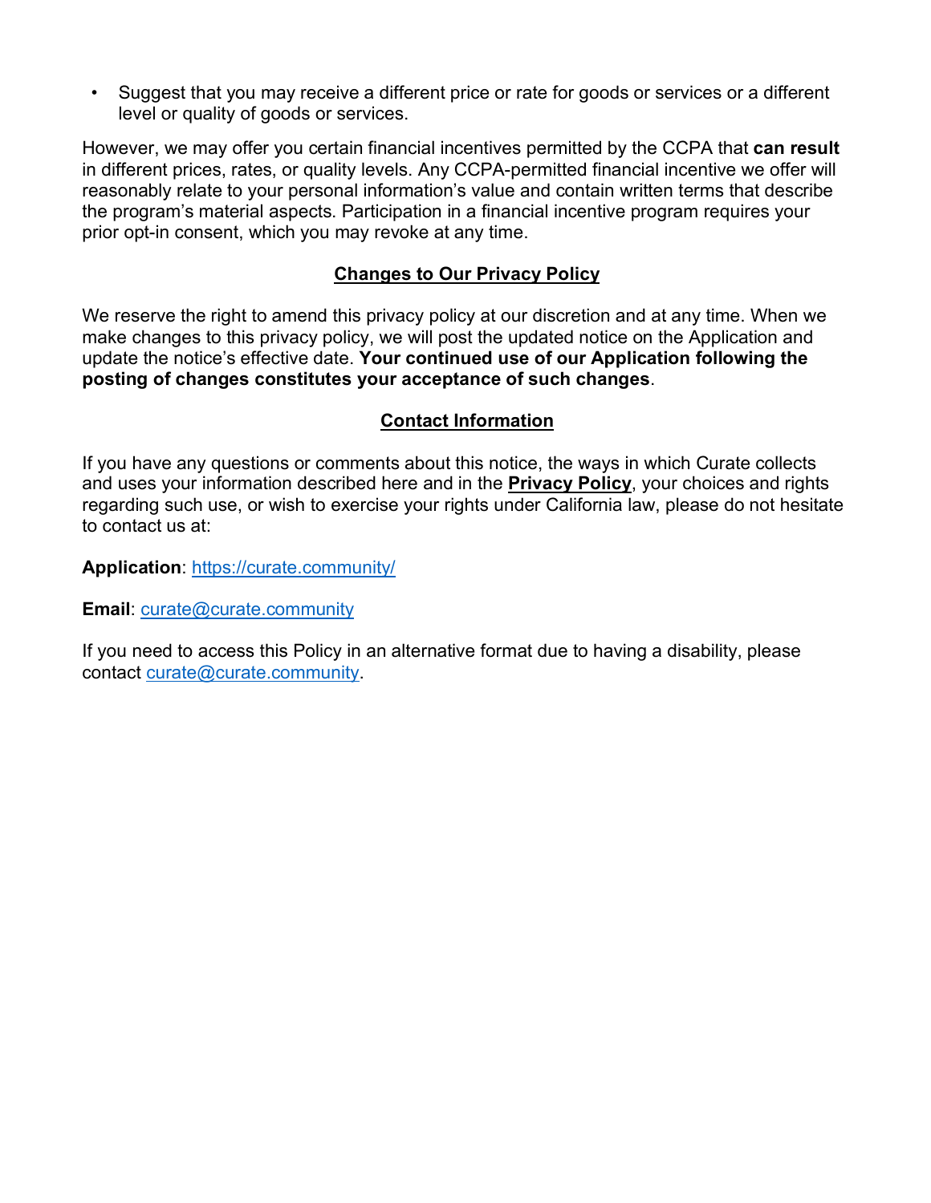- Suggest that you may receive a different price or rate for goods or services or a different level or quality of goods or services.

However, we may offer you certain financial incentives permitted by the CCPA that **can result** in different prices, rates, or quality levels. Any CCPA-permitted financial incentive we offer will reasonably relate to your personal information's value and contain written terms that describe the program's material aspects. Participation in a financial incentive program requires your prior opt-in consent, which you may revoke at any time.

## Changes to Our Privacy Policy

We reserve the right to amend this privacy policy at our discretion and at any time. When we make changes to this privacy policy, we will post the updated notice on the Application and update the notice's effective date. **Your continued use of our Application following the posting of changes constitutes your acceptance of such changes**.

## Contact Information

If you have any questions or comments about this notice, the ways in which Curate collects and uses your information described here and in the **Privacy Policy**, your choices and rights regarding such use, or wish to exercise your rights under California law, please do not hesitate to contact us at:

**Application**: https://curate.community/

**Email**: curate@curate.community

If you need to access this Policy in an alternative format due to having a disability, please contact curate@curate.community.